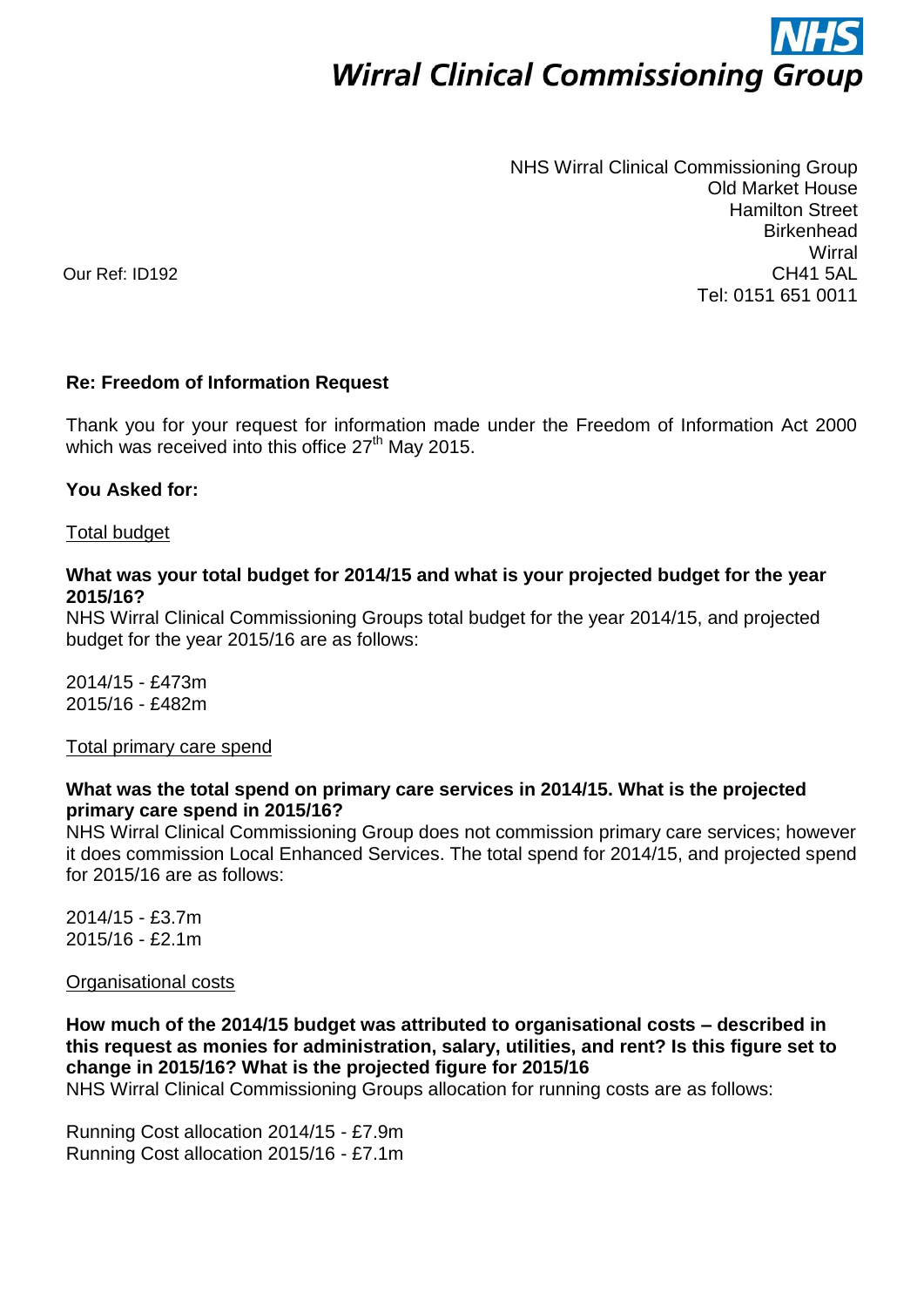# NHS Wirral Clinical Commissioning Group

NHS Wirral Clinical Commissioning Group
Old Market House
Hamilton Street
Birkenhead
Wirral
CH41 5AL
Tel: 0151 651 0011

Our Ref: ID192

**Re: Freedom of Information Request**

Thank you for your request for information made under the Freedom of Information Act 2000 which was received into this office 27th May 2015.

**You Asked for:**

Total budget

**What was your total budget for 2014/15 and what is your projected budget for the year 2015/16?**

NHS Wirral Clinical Commissioning Groups total budget for the year 2014/15, and projected budget for the year 2015/16 are as follows:

2014/15 - £473m
2015/16 - £482m

Total primary care spend

**What was the total spend on primary care services in 2014/15. What is the projected primary care spend in 2015/16?**

NHS Wirral Clinical Commissioning Group does not commission primary care services; however it does commission Local Enhanced Services. The total spend for 2014/15, and projected spend for 2015/16 are as follows:

2014/15 - £3.7m
2015/16 - £2.1m

Organisational costs

**How much of the 2014/15 budget was attributed to organisational costs – described in this request as monies for administration, salary, utilities, and rent? Is this figure set to change in 2015/16? What is the projected figure for 2015/16**

NHS Wirral Clinical Commissioning Groups allocation for running costs are as follows:

Running Cost allocation 2014/15 - £7.9m
Running Cost allocation 2015/16 - £7.1m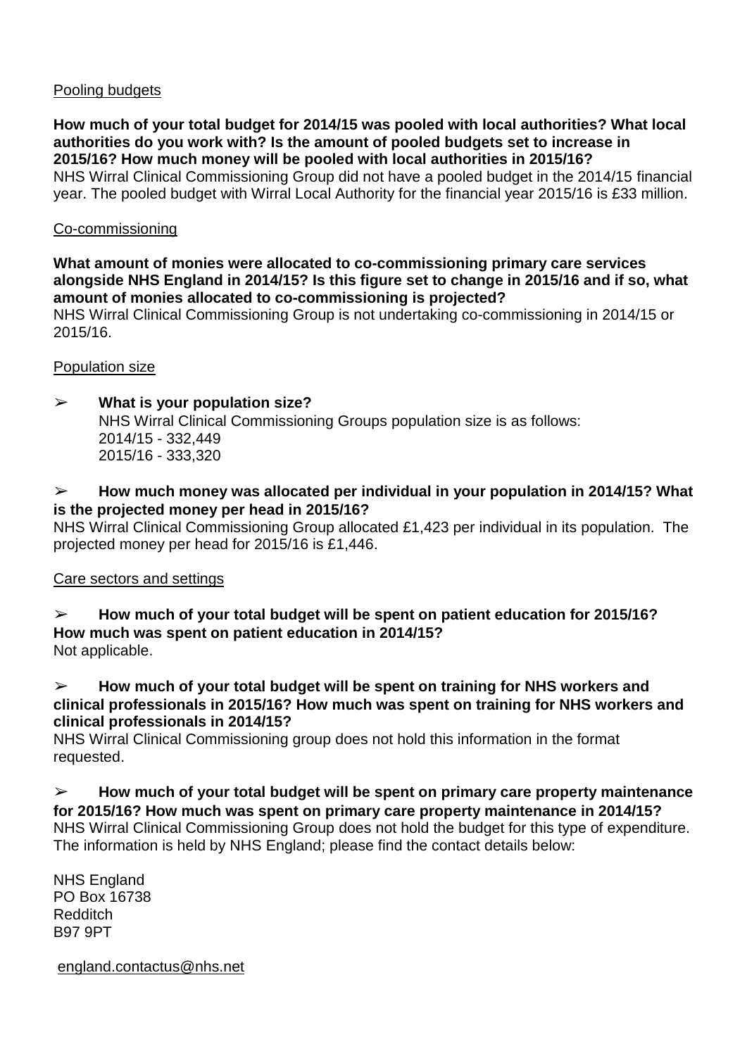Pooling budgets

**How much of your total budget for 2014/15 was pooled with local authorities? What local authorities do you work with? Is the amount of pooled budgets set to increase in 2015/16? How much money will be pooled with local authorities in 2015/16?**
NHS Wirral Clinical Commissioning Group did not have a pooled budget in the 2014/15 financial year. The pooled budget with Wirral Local Authority for the financial year 2015/16 is £33 million.

Co-commissioning

**What amount of monies were allocated to co-commissioning primary care services alongside NHS England in 2014/15? Is this figure set to change in 2015/16 and if so, what amount of monies allocated to co-commissioning is projected?**
NHS Wirral Clinical Commissioning Group is not undertaking co-commissioning in 2014/15 or 2015/16.

Population size

➢ **What is your population size?**
NHS Wirral Clinical Commissioning Groups population size is as follows:
2014/15 - 332,449
2015/16 - 333,320

➢ **How much money was allocated per individual in your population in 2014/15? What is the projected money per head in 2015/16?**
NHS Wirral Clinical Commissioning Group allocated £1,423 per individual in its population. The projected money per head for 2015/16 is £1,446.

Care sectors and settings

➢ **How much of your total budget will be spent on patient education for 2015/16? How much was spent on patient education in 2014/15?**
Not applicable.

➢ **How much of your total budget will be spent on training for NHS workers and clinical professionals in 2015/16? How much was spent on training for NHS workers and clinical professionals in 2014/15?**
NHS Wirral Clinical Commissioning group does not hold this information in the format requested.

➢ **How much of your total budget will be spent on primary care property maintenance for 2015/16? How much was spent on primary care property maintenance in 2014/15?**
NHS Wirral Clinical Commissioning Group does not hold the budget for this type of expenditure. The information is held by NHS England; please find the contact details below:

NHS England
PO Box 16738
Redditch
B97 9PT

england.contactus@nhs.net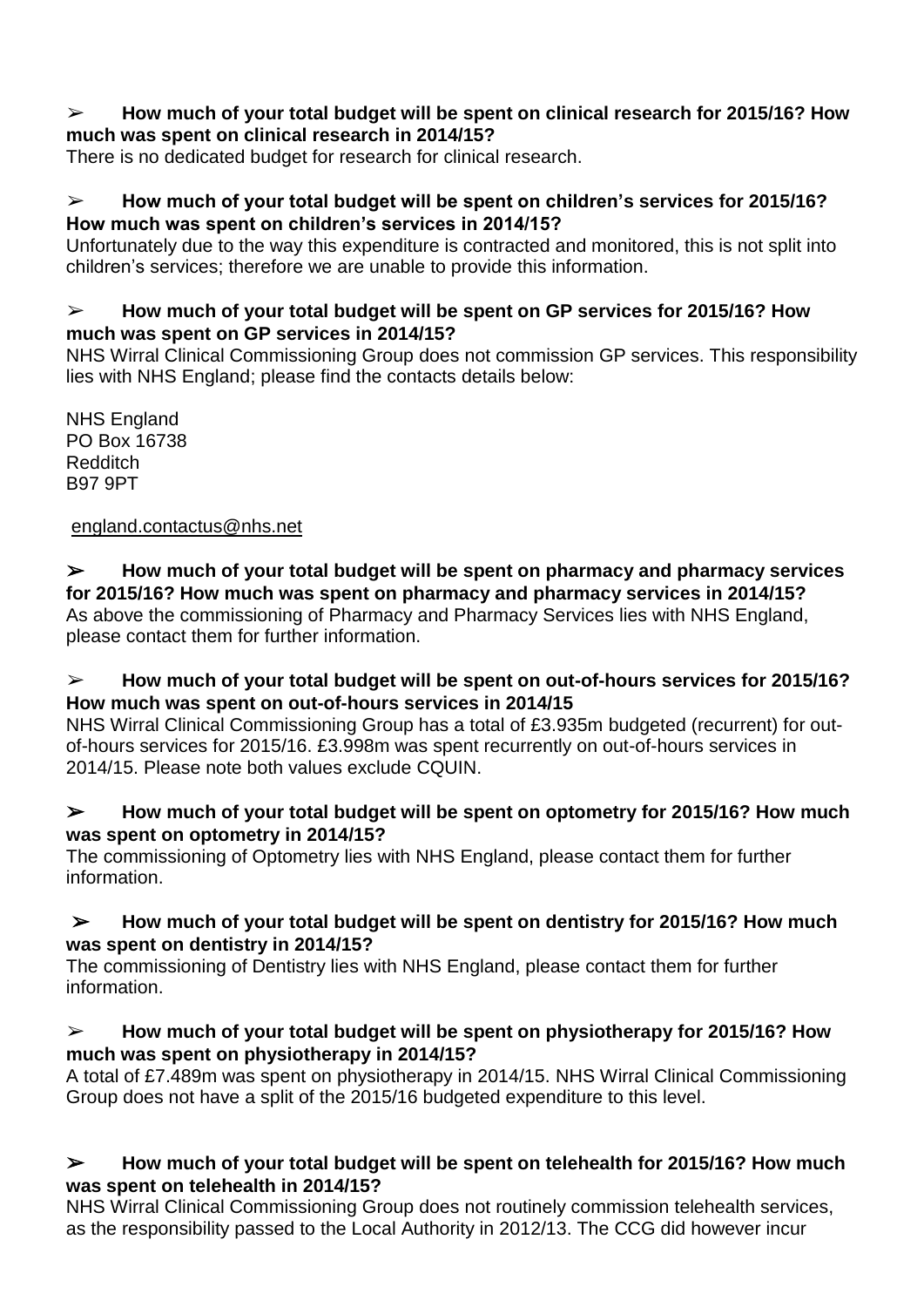- **How much of your total budget will be spent on clinical research for 2015/16? How much was spent on clinical research in 2014/15?**

There is no dedicated budget for research for clinical research.

- **How much of your total budget will be spent on children's services for 2015/16? How much was spent on children's services in 2014/15?**

Unfortunately due to the way this expenditure is contracted and monitored, this is not split into children's services; therefore we are unable to provide this information.

- **How much of your total budget will be spent on GP services for 2015/16? How much was spent on GP services in 2014/15?**

NHS Wirral Clinical Commissioning Group does not commission GP services. This responsibility lies with NHS England; please find the contacts details below:

NHS England
PO Box 16738
Redditch
B97 9PT

england.contactus@nhs.net

- **How much of your total budget will be spent on pharmacy and pharmacy services for 2015/16? How much was spent on pharmacy and pharmacy services in 2014/15?**

As above the commissioning of Pharmacy and Pharmacy Services lies with NHS England, please contact them for further information.

- **How much of your total budget will be spent on out-of-hours services for 2015/16? How much was spent on out-of-hours services in 2014/15**

NHS Wirral Clinical Commissioning Group has a total of £3.935m budgeted (recurrent) for out-of-hours services for 2015/16. £3.998m was spent recurrently on out-of-hours services in 2014/15. Please note both values exclude CQUIN.

- **How much of your total budget will be spent on optometry for 2015/16? How much was spent on optometry in 2014/15?**

The commissioning of Optometry lies with NHS England, please contact them for further information.

- **How much of your total budget will be spent on dentistry for 2015/16? How much was spent on dentistry in 2014/15?**

The commissioning of Dentistry lies with NHS England, please contact them for further information.

- **How much of your total budget will be spent on physiotherapy for 2015/16? How much was spent on physiotherapy in 2014/15?**

A total of £7.489m was spent on physiotherapy in 2014/15. NHS Wirral Clinical Commissioning Group does not have a split of the 2015/16 budgeted expenditure to this level.

- **How much of your total budget will be spent on telehealth for 2015/16? How much was spent on telehealth in 2014/15?**

NHS Wirral Clinical Commissioning Group does not routinely commission telehealth services, as the responsibility passed to the Local Authority in 2012/13. The CCG did however incur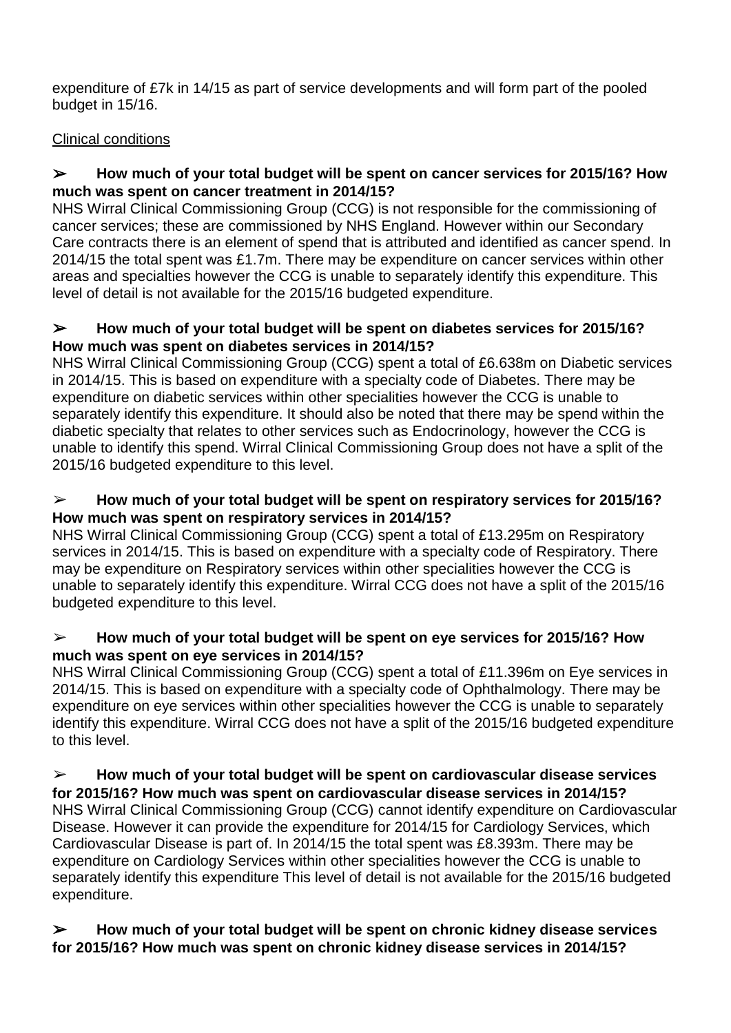expenditure of £7k in 14/15 as part of service developments and will form part of the pooled budget in 15/16.

Clinical conditions

➢ **How much of your total budget will be spent on cancer services for 2015/16? How much was spent on cancer treatment in 2014/15?**

NHS Wirral Clinical Commissioning Group (CCG) is not responsible for the commissioning of cancer services; these are commissioned by NHS England. However within our Secondary Care contracts there is an element of spend that is attributed and identified as cancer spend. In 2014/15 the total spent was £1.7m. There may be expenditure on cancer services within other areas and specialties however the CCG is unable to separately identify this expenditure. This level of detail is not available for the 2015/16 budgeted expenditure.

➢ **How much of your total budget will be spent on diabetes services for 2015/16? How much was spent on diabetes services in 2014/15?**

NHS Wirral Clinical Commissioning Group (CCG) spent a total of £6.638m on Diabetic services in 2014/15. This is based on expenditure with a specialty code of Diabetes. There may be expenditure on diabetic services within other specialities however the CCG is unable to separately identify this expenditure. It should also be noted that there may be spend within the diabetic specialty that relates to other services such as Endocrinology, however the CCG is unable to identify this spend. Wirral Clinical Commissioning Group does not have a split of the 2015/16 budgeted expenditure to this level.

➢ **How much of your total budget will be spent on respiratory services for 2015/16? How much was spent on respiratory services in 2014/15?**

NHS Wirral Clinical Commissioning Group (CCG) spent a total of £13.295m on Respiratory services in 2014/15. This is based on expenditure with a specialty code of Respiratory. There may be expenditure on Respiratory services within other specialities however the CCG is unable to separately identify this expenditure. Wirral CCG does not have a split of the 2015/16 budgeted expenditure to this level.

➢ **How much of your total budget will be spent on eye services for 2015/16? How much was spent on eye services in 2014/15?**

NHS Wirral Clinical Commissioning Group (CCG) spent a total of £11.396m on Eye services in 2014/15. This is based on expenditure with a specialty code of Ophthalmology. There may be expenditure on eye services within other specialities however the CCG is unable to separately identify this expenditure. Wirral CCG does not have a split of the 2015/16 budgeted expenditure to this level.

➢ **How much of your total budget will be spent on cardiovascular disease services for 2015/16? How much was spent on cardiovascular disease services in 2014/15?**

NHS Wirral Clinical Commissioning Group (CCG) cannot identify expenditure on Cardiovascular Disease. However it can provide the expenditure for 2014/15 for Cardiology Services, which Cardiovascular Disease is part of. In 2014/15 the total spent was £8.393m. There may be expenditure on Cardiology Services within other specialities however the CCG is unable to separately identify this expenditure This level of detail is not available for the 2015/16 budgeted expenditure.

➢ **How much of your total budget will be spent on chronic kidney disease services for 2015/16? How much was spent on chronic kidney disease services in 2014/15?**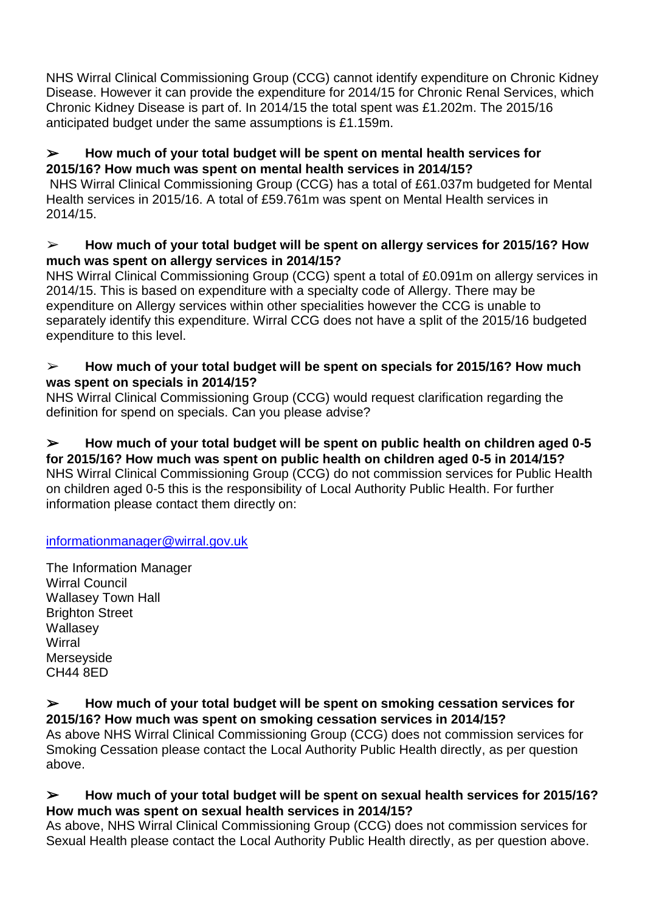NHS Wirral Clinical Commissioning Group (CCG) cannot identify expenditure on Chronic Kidney Disease. However it can provide the expenditure for 2014/15 for Chronic Renal Services, which Chronic Kidney Disease is part of. In 2014/15 the total spent was £1.202m. The 2015/16 anticipated budget under the same assumptions is £1.159m.

➢ **How much of your total budget will be spent on mental health services for 2015/16? How much was spent on mental health services in 2014/15?**

NHS Wirral Clinical Commissioning Group (CCG) has a total of £61.037m budgeted for Mental Health services in 2015/16. A total of £59.761m was spent on Mental Health services in 2014/15.

➢ **How much of your total budget will be spent on allergy services for 2015/16? How much was spent on allergy services in 2014/15?**

NHS Wirral Clinical Commissioning Group (CCG) spent a total of £0.091m on allergy services in 2014/15. This is based on expenditure with a specialty code of Allergy. There may be expenditure on Allergy services within other specialities however the CCG is unable to separately identify this expenditure. Wirral CCG does not have a split of the 2015/16 budgeted expenditure to this level.

➢ **How much of your total budget will be spent on specials for 2015/16? How much was spent on specials in 2014/15?**

NHS Wirral Clinical Commissioning Group (CCG) would request clarification regarding the definition for spend on specials. Can you please advise?

➢ **How much of your total budget will be spent on public health on children aged 0-5 for 2015/16? How much was spent on public health on children aged 0-5 in 2014/15?**

NHS Wirral Clinical Commissioning Group (CCG) do not commission services for Public Health on children aged 0-5 this is the responsibility of Local Authority Public Health. For further information please contact them directly on:

informationmanager@wirral.gov.uk

The Information Manager
Wirral Council
Wallasey Town Hall
Brighton Street
Wallasey
Wirral
Merseyside
CH44 8ED

➢ **How much of your total budget will be spent on smoking cessation services for 2015/16? How much was spent on smoking cessation services in 2014/15?**

As above NHS Wirral Clinical Commissioning Group (CCG) does not commission services for Smoking Cessation please contact the Local Authority Public Health directly, as per question above.

➢ **How much of your total budget will be spent on sexual health services for 2015/16? How much was spent on sexual health services in 2014/15?**

As above, NHS Wirral Clinical Commissioning Group (CCG) does not commission services for Sexual Health please contact the Local Authority Public Health directly, as per question above.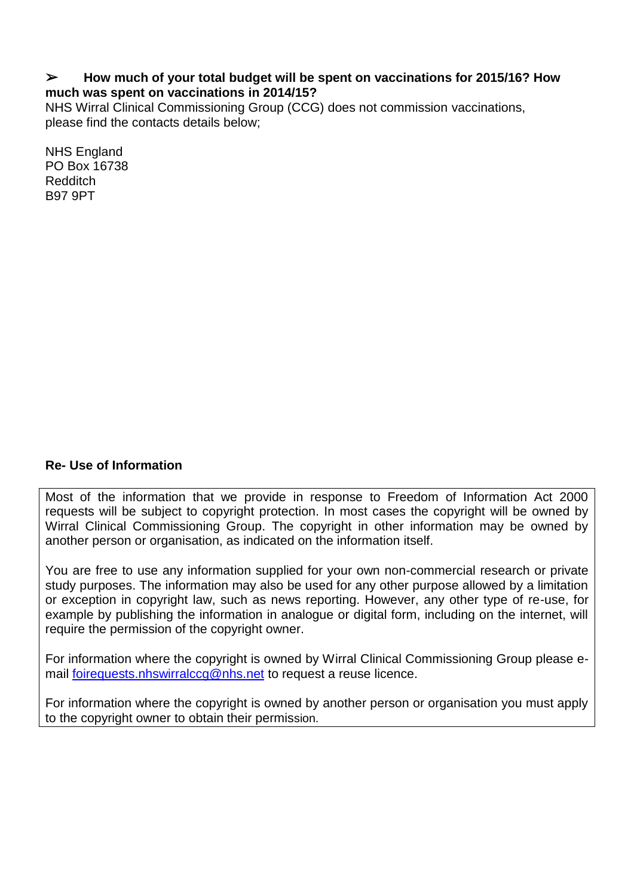➢ **How much of your total budget will be spent on vaccinations for 2015/16? How much was spent on vaccinations in 2014/15?**

NHS Wirral Clinical Commissioning Group (CCG) does not commission vaccinations, please find the contacts details below;

NHS England
PO Box 16738
Redditch
B97 9PT

**Re- Use of Information**

Most of the information that we provide in response to Freedom of Information Act 2000 requests will be subject to copyright protection. In most cases the copyright will be owned by Wirral Clinical Commissioning Group. The copyright in other information may be owned by another person or organisation, as indicated on the information itself.

You are free to use any information supplied for your own non-commercial research or private study purposes. The information may also be used for any other purpose allowed by a limitation or exception in copyright law, such as news reporting. However, any other type of re-use, for example by publishing the information in analogue or digital form, including on the internet, will require the permission of the copyright owner.

For information where the copyright is owned by Wirral Clinical Commissioning Group please e-mail foirequests.nhswirralccg@nhs.net to request a reuse licence.

For information where the copyright is owned by another person or organisation you must apply to the copyright owner to obtain their permission.